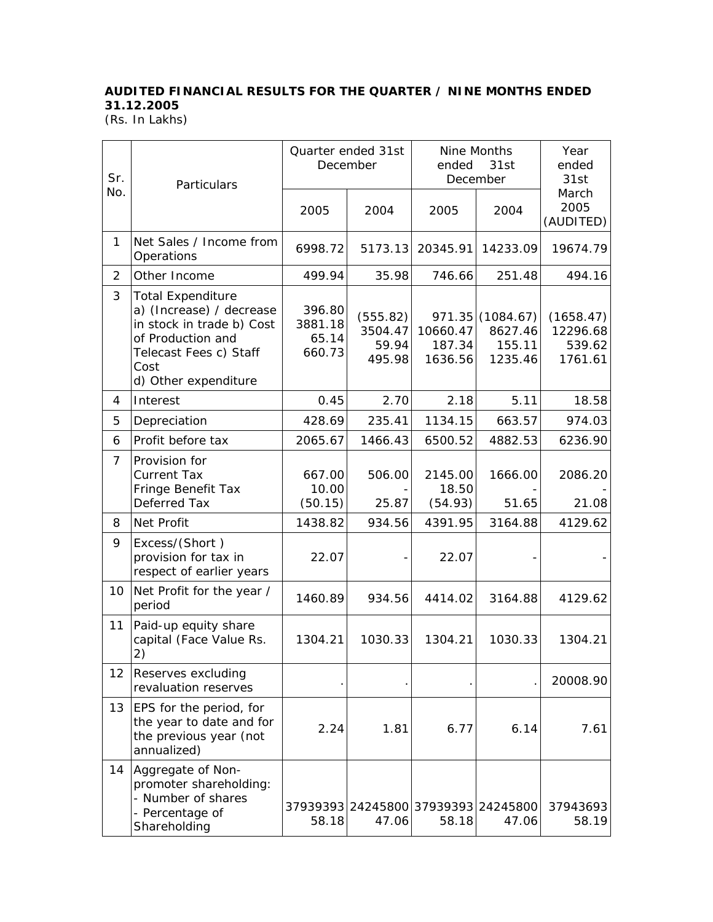**AUDITED FINANCIAL RESULTS FOR THE QUARTER / NINE MONTHS ENDED 31.12.2005**
(Rs. In Lakhs)

| Sr. No. | Particulars | Quarter ended 31st December | | Nine Months ended 31st December | | Year ended 31st March 2005 (AUDITED) |
|---|---|---|---|---|---|---|
| | | 2005 | 2004 | 2005 | 2004 | |
| 1 | Net Sales / Income from Operations | 6998.72 | 5173.13 | 20345.91 | 14233.09 | 19674.79 |
| 2 | Other Income | 499.94 | 35.98 | 746.66 | 251.48 | 494.16 |
| 3 | Total Expenditure<br>a) (Increase) / decrease in stock in trade b) Cost of Production and Telecast Fees c) Staff Cost<br>d) Other expenditure | 396.80<br>3881.18<br>65.14<br>660.73 | (555.82)<br>3504.47<br>59.94<br>495.98 | 971.35<br>10660.47<br>187.34<br>1636.56 | (1084.67)<br>8627.46<br>155.11<br>1235.46 | (1658.47)<br>12296.68<br>539.62<br>1761.61 |
| 4 | Interest | 0.45 | 2.70 | 2.18 | 5.11 | 18.58 |
| 5 | Depreciation | 428.69 | 235.41 | 1134.15 | 663.57 | 974.03 |
| 6 | Profit before tax | 2065.67 | 1466.43 | 6500.52 | 4882.53 | 6236.90 |
| 7 | Provision for<br>Current Tax<br>Fringe Benefit Tax<br>Deferred Tax | 667.00<br>10.00<br>(50.15) | 506.00<br>-<br>25.87 | 2145.00<br>18.50<br>(54.93) | 1666.00<br>-<br>51.65 | 2086.20<br>-<br>21.08 |
| 8 | Net Profit | 1438.82 | 934.56 | 4391.95 | 3164.88 | 4129.62 |
| 9 | Excess/(Short ) provision for tax in respect of earlier years | 22.07 | - | 22.07 | - | - |
| 10 | Net Profit for the year / period | 1460.89 | 934.56 | 4414.02 | 3164.88 | 4129.62 |
| 11 | Paid-up equity share capital (Face Value Rs. 2) | 1304.21 | 1030.33 | 1304.21 | 1030.33 | 1304.21 |
| 12 | Reserves excluding revaluation reserves | . | . | . | . | 20008.90 |
| 13 | EPS for the period, for the year to date and for the previous year (not annualized) | 2.24 | 1.81 | 6.77 | 6.14 | 7.61 |
| 14 | Aggregate of Non-promoter shareholding:<br>- Number of shares<br>- Percentage of Shareholding | 37939393<br>58.18 | 24245800<br>47.06 | 37939393<br>58.18 | 24245800<br>47.06 | 37943693<br>58.19 |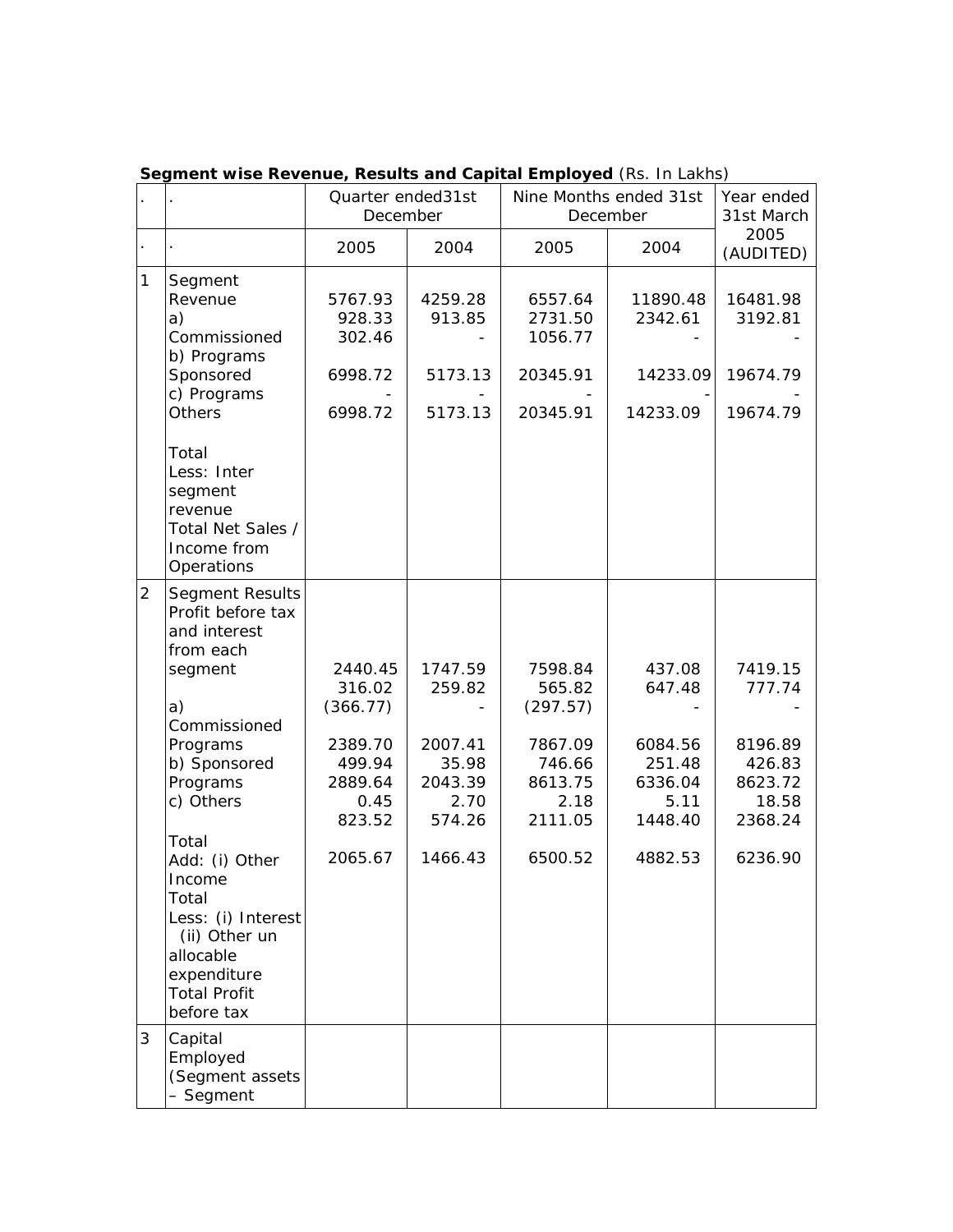**Segment wise Revenue, Results and Capital Employed** (Rs. In Lakhs)

| . | . | Quarter ended31st December | | Nine Months ended 31st December | | Year ended 31st March |
|---|---|---|---|---|---|---|
| . | . | 2005 | 2004 | 2005 | 2004 | 2005 (AUDITED) |
| 1 | Segment Revenue | | | | | |
| | a) Commissioned | 5767.93 | 4259.28 | 6557.64 | 11890.48 | 16481.98 |
| | b) Programs Sponsored | 928.33 | 913.85 | 2731.50 | 2342.61 | 3192.81 |
| | c) Programs Others | 302.46 | - | 1056.77 | - | - |
| | Total | 6998.72 | 5173.13 | 20345.91 | 14233.09 | 19674.79 |
| | Less: Inter segment revenue | - | - | - | - | - |
| | Total Net Sales / Income from Operations | 6998.72 | 5173.13 | 20345.91 | 14233.09 | 19674.79 |
| 2 | Segment Results Profit before tax and interest from each segment | | | | | |
| | a) Commissioned Programs | 2440.45 | 1747.59 | 7598.84 | 437.08 | 7419.15 |
| | b) Sponsored Programs | 316.02 | 259.82 | 565.82 | 647.48 | 777.74 |
| | c) Others | (366.77) | - | (297.57) | - | - |
| | Total | 2389.70 | 2007.41 | 7867.09 | 6084.56 | 8196.89 |
| | Add: (i) Other Income | 499.94 | 35.98 | 746.66 | 251.48 | 426.83 |
| | Total | 2889.64 | 2043.39 | 8613.75 | 6336.04 | 8623.72 |
| | Less: (i) Interest | 0.45 | 2.70 | 2.18 | 5.11 | 18.58 |
| | (ii) Other un allocable expenditure | 823.52 | 574.26 | 2111.05 | 1448.40 | 2368.24 |
| | Total Profit before tax | 2065.67 | 1466.43 | 6500.52 | 4882.53 | 6236.90 |
| 3 | Capital Employed (Segment assets – Segment | | | | | |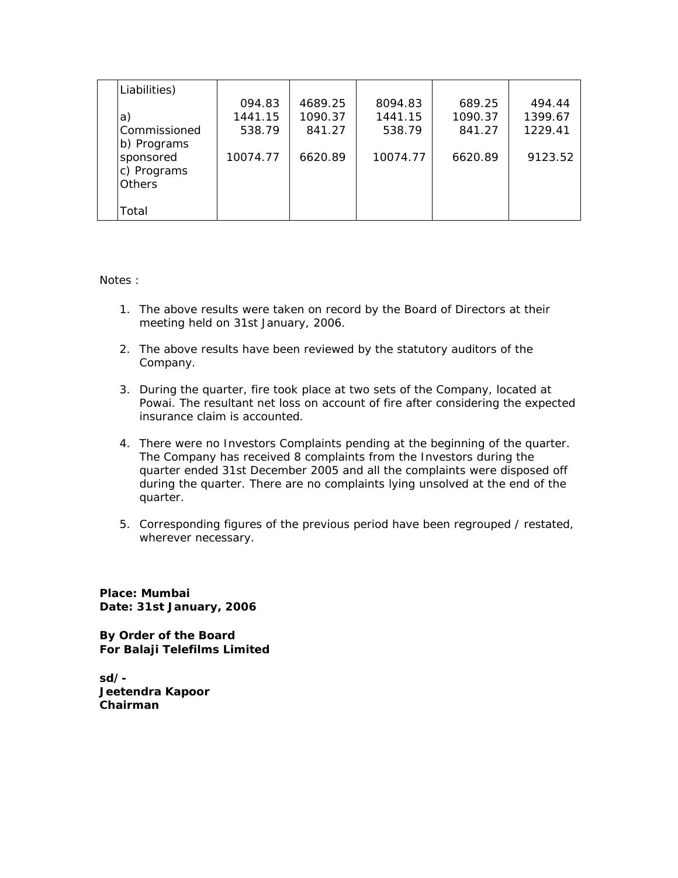| | | | | | | |
|---|---|---|---|---|---|---|
| | Liabilities)<br><br>a)<br>Commissioned<br>b) Programs<br>sponsored<br>c) Programs<br>Others<br><br>Total | 094.83<br>1441.15<br>538.79<br><br>10074.77 | 4689.25<br>1090.37<br>841.27<br><br>6620.89 | 8094.83<br>1441.15<br>538.79<br><br>10074.77 | 689.25<br>1090.37<br>841.27<br><br>6620.89 | 494.44<br>1399.67<br>1229.41<br><br>9123.52 |

Notes :

1. The above results were taken on record by the Board of Directors at their meeting held on 31st January, 2006.

2. The above results have been reviewed by the statutory auditors of the Company.

3. During the quarter, fire took place at two sets of the Company, located at Powai. The resultant net loss on account of fire after considering the expected insurance claim is accounted.

4. There were no Investors Complaints pending at the beginning of the quarter. The Company has received 8 complaints from the Investors during the quarter ended 31st December 2005 and all the complaints were disposed off during the quarter. There are no complaints lying unsolved at the end of the quarter.

5. Corresponding figures of the previous period have been regrouped / restated, wherever necessary.

**Place: Mumbai**
**Date: 31st January, 2006**

**By Order of the Board**
**For Balaji Telefilms Limited**

**sd/-**
**Jeetendra Kapoor**
**Chairman**